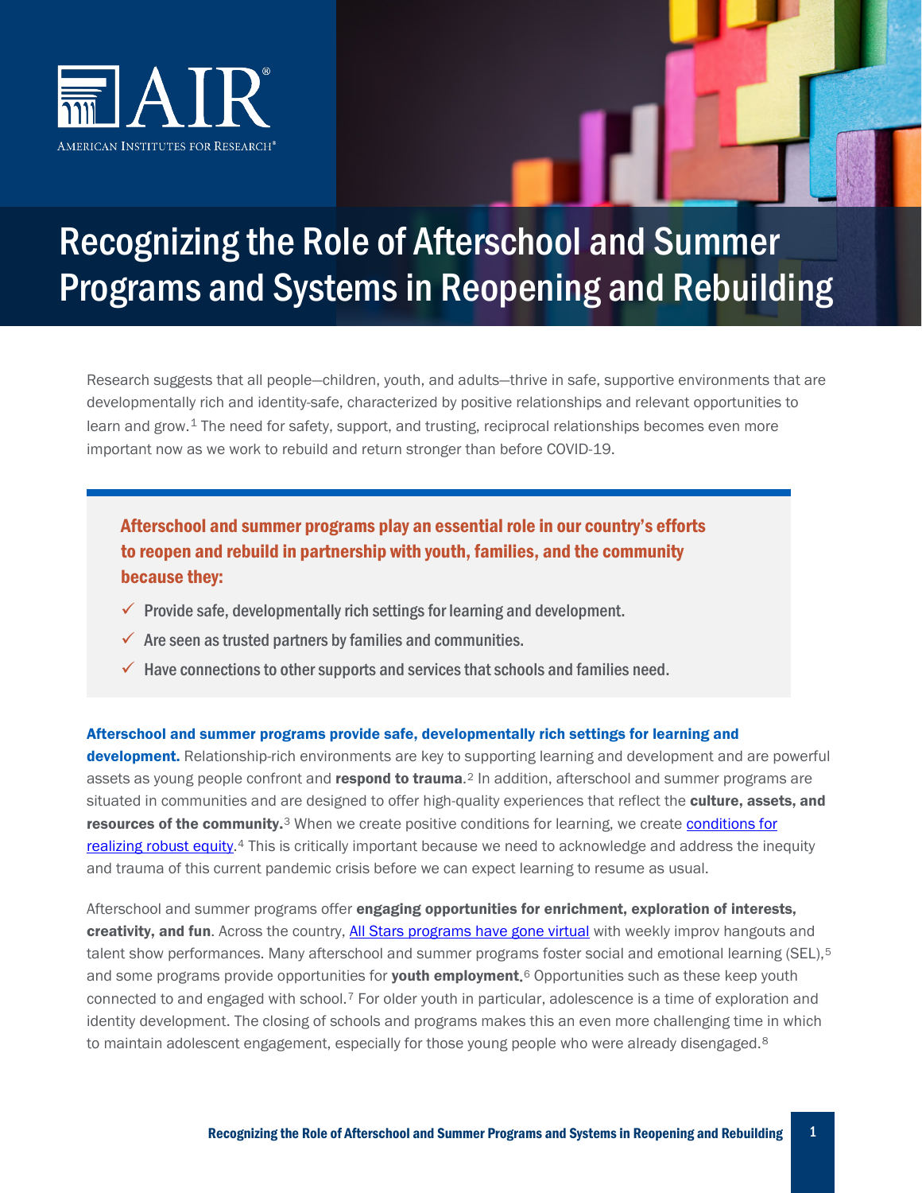AIR
AMERICAN INSTITUTES FOR RESEARCH®

# Recognizing the Role of Afterschool and Summer Programs and Systems in Reopening and Rebuilding

Research suggests that all people—children, youth, and adults—thrive in safe, supportive environments that are developmentally rich and identity-safe, characterized by positive relationships and relevant opportunities to learn and grow.[1] The need for safety, support, and trusting, reciprocal relationships becomes even more important now as we work to rebuild and return stronger than before COVID-19.

**Afterschool and summer programs play an essential role in our country's efforts to reopen and rebuild in partnership with youth, families, and the community because they:**

- ✓ Provide safe, developmentally rich settings for learning and development.
- ✓ Are seen as trusted partners by families and communities.
- ✓ Have connections to other supports and services that schools and families need.

**Afterschool and summer programs provide safe, developmentally rich settings for learning and development.** Relationship-rich environments are key to supporting learning and development and are powerful assets as young people confront and **respond to trauma**.[2] In addition, afterschool and summer programs are situated in communities and are designed to offer high-quality experiences that reflect the **culture, assets, and resources of the community.**[3] When we create positive conditions for learning, we create conditions for realizing robust equity.[4] This is critically important because we need to acknowledge and address the inequity and trauma of this current pandemic crisis before we can expect learning to resume as usual.

Afterschool and summer programs offer **engaging opportunities for enrichment, exploration of interests, creativity, and fun**. Across the country, All Stars programs have gone virtual with weekly improv hangouts and talent show performances. Many afterschool and summer programs foster social and emotional learning (SEL),[5] and some programs provide opportunities for **youth employment**.[6] Opportunities such as these keep youth connected to and engaged with school.[7] For older youth in particular, adolescence is a time of exploration and identity development. The closing of schools and programs makes this an even more challenging time in which to maintain adolescent engagement, especially for those young people who were already disengaged.[8]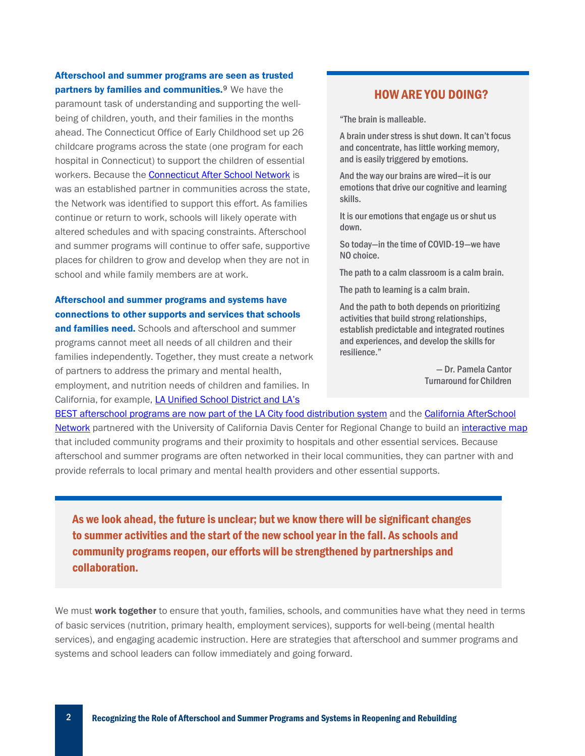**Afterschool and summer programs are seen as trusted partners by families and communities.**[9] We have the paramount task of understanding and supporting the well-being of children, youth, and their families in the months ahead. The Connecticut Office of Early Childhood set up 26 childcare programs across the state (one program for each hospital in Connecticut) to support the children of essential workers. Because the Connecticut After School Network is was an established partner in communities across the state, the Network was identified to support this effort. As families continue or return to work, schools will likely operate with altered schedules and with spacing constraints. Afterschool and summer programs will continue to offer safe, supportive places for children to grow and develop when they are not in school and while family members are at work.

**Afterschool and summer programs and systems have connections to other supports and services that schools and families need.** Schools and afterschool and summer programs cannot meet all needs of all children and their families independently. Together, they must create a network of partners to address the primary and mental health, employment, and nutrition needs of children and families. In California, for example, LA Unified School District and LA's BEST afterschool programs are now part of the LA City food distribution system and the California AfterSchool Network partnered with the University of California Davis Center for Regional Change to build an interactive map that included community programs and their proximity to hospitals and other essential services. Because afterschool and summer programs are often networked in their local communities, they can partner with and provide referrals to local primary and mental health providers and other essential supports.

## HOW ARE YOU DOING?

"The brain is malleable.

A brain under stress is shut down. It can't focus and concentrate, has little working memory, and is easily triggered by emotions.

And the way our brains are wired—it is our emotions that drive our cognitive and learning skills.

It is our emotions that engage us or shut us down.

So today—in the time of COVID-19—we have NO choice.

The path to a calm classroom is a calm brain.

The path to learning is a calm brain.

And the path to both depends on prioritizing activities that build strong relationships, establish predictable and integrated routines and experiences, and develop the skills for resilience."

— Dr. Pamela Cantor
Turnaround for Children

**As we look ahead, the future is unclear; but we know there will be significant changes to summer activities and the start of the new school year in the fall. As schools and community programs reopen, our efforts will be strengthened by partnerships and collaboration.**

We must **work together** to ensure that youth, families, schools, and communities have what they need in terms of basic services (nutrition, primary health, employment services), supports for well-being (mental health services), and engaging academic instruction. Here are strategies that afterschool and summer programs and systems and school leaders can follow immediately and going forward.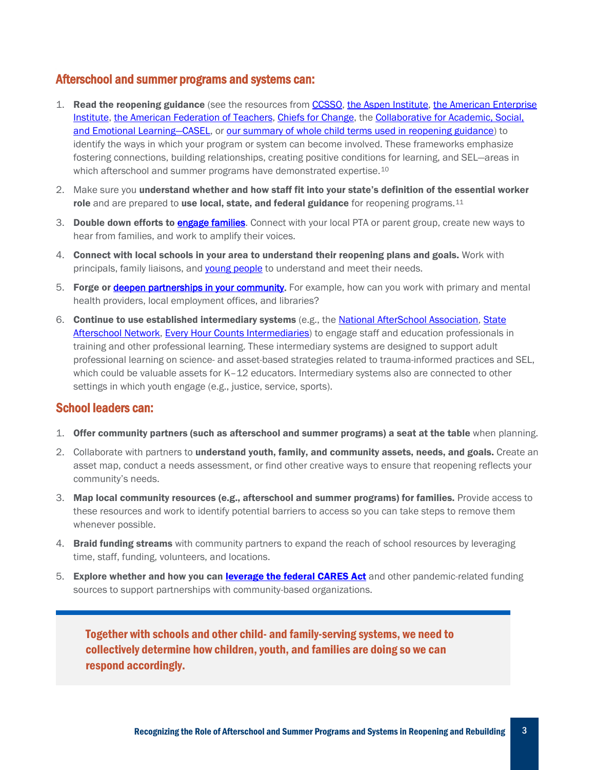## Afterschool and summer programs and systems can:

1. **Read the reopening guidance** (see the resources from CCSSO, the Aspen Institute, the American Enterprise Institute, the American Federation of Teachers, Chiefs for Change, the Collaborative for Academic, Social, and Emotional Learning—CASEL, or our summary of whole child terms used in reopening guidance) to identify the ways in which your program or system can become involved. These frameworks emphasize fostering connections, building relationships, creating positive conditions for learning, and SEL—areas in which afterschool and summer programs have demonstrated expertise.[10]
2. Make sure you **understand whether and how staff fit into your state's definition of the essential worker role** and are prepared to **use local, state, and federal guidance** for reopening programs.[11]
3. **Double down efforts to engage families**. Connect with your local PTA or parent group, create new ways to hear from families, and work to amplify their voices.
4. **Connect with local schools in your area to understand their reopening plans and goals.** Work with principals, family liaisons, and young people to understand and meet their needs.
5. **Forge or deepen partnerships in your community.** For example, how can you work with primary and mental health providers, local employment offices, and libraries?
6. **Continue to use established intermediary systems** (e.g., the National AfterSchool Association, State Afterschool Network, Every Hour Counts Intermediaries) to engage staff and education professionals in training and other professional learning. These intermediary systems are designed to support adult professional learning on science- and asset-based strategies related to trauma-informed practices and SEL, which could be valuable assets for K–12 educators. Intermediary systems also are connected to other settings in which youth engage (e.g., justice, service, sports).

## School leaders can:

1. **Offer community partners (such as afterschool and summer programs) a seat at the table** when planning.
2. Collaborate with partners to **understand youth, family, and community assets, needs, and goals.** Create an asset map, conduct a needs assessment, or find other creative ways to ensure that reopening reflects your community's needs.
3. **Map local community resources (e.g., afterschool and summer programs) for families.** Provide access to these resources and work to identify potential barriers to access so you can take steps to remove them whenever possible.
4. **Braid funding streams** with community partners to expand the reach of school resources by leveraging time, staff, funding, volunteers, and locations.
5. **Explore whether and how you can leverage the federal CARES Act** and other pandemic-related funding sources to support partnerships with community-based organizations.

**Together with schools and other child- and family-serving systems, we need to collectively determine how children, youth, and families are doing so we can respond accordingly.**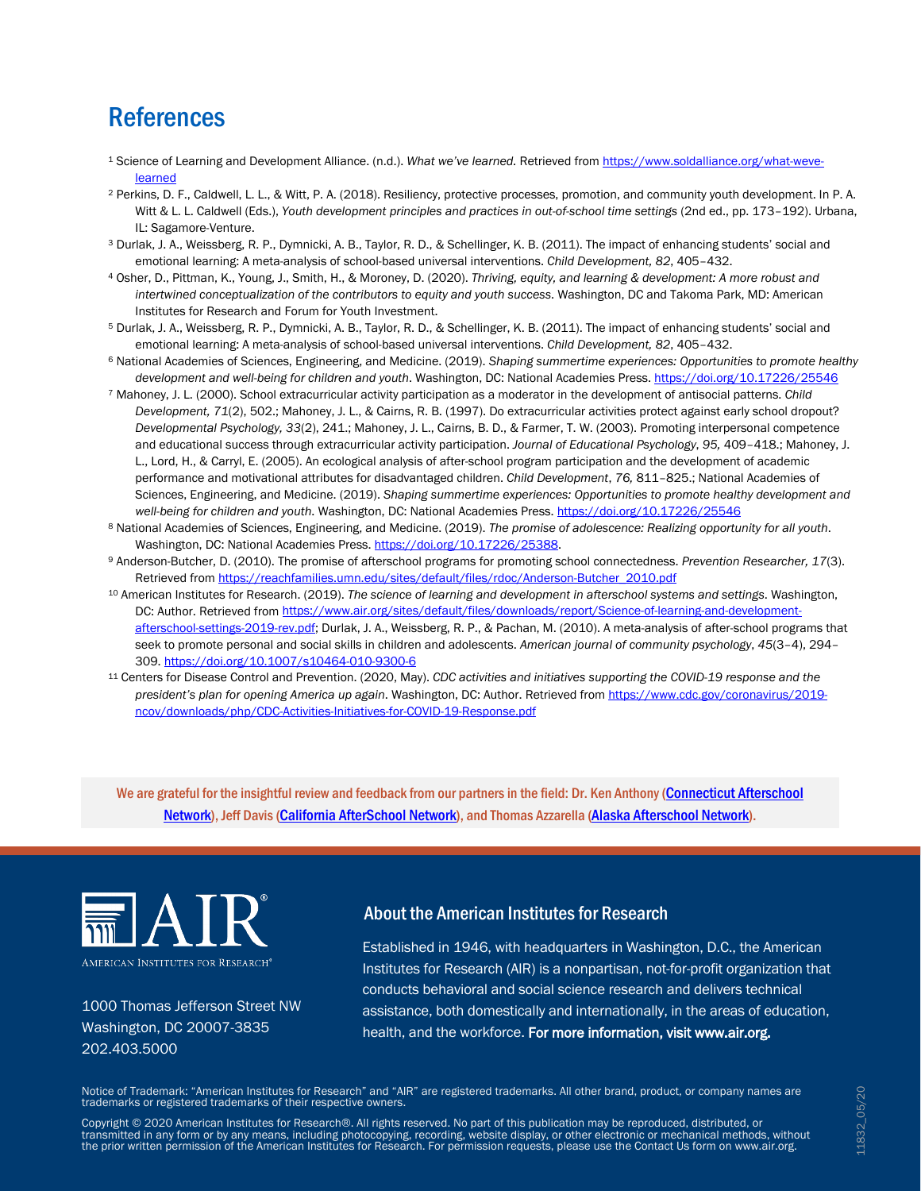# References

[1] Science of Learning and Development Alliance. (n.d.). *What we've learned.* Retrieved from https://www.soldalliance.org/what-weve-learned

[2] Perkins, D. F., Caldwell, L. L., & Witt, P. A. (2018). Resiliency, protective processes, promotion, and community youth development. In P. A. Witt & L. L. Caldwell (Eds.), *Youth development principles and practices in out-of-school time settings* (2nd ed., pp. 173–192). Urbana, IL: Sagamore-Venture.

[3] Durlak, J. A., Weissberg, R. P., Dymnicki, A. B., Taylor, R. D., & Schellinger, K. B. (2011). The impact of enhancing students' social and emotional learning: A meta-analysis of school-based universal interventions. *Child Development, 82*, 405–432.

[4] Osher, D., Pittman, K., Young, J., Smith, H., & Moroney, D. (2020). *Thriving, equity, and learning & development: A more robust and intertwined conceptualization of the contributors to equity and youth success*. Washington, DC and Takoma Park, MD: American Institutes for Research and Forum for Youth Investment.

[5] Durlak, J. A., Weissberg, R. P., Dymnicki, A. B., Taylor, R. D., & Schellinger, K. B. (2011). The impact of enhancing students' social and emotional learning: A meta-analysis of school-based universal interventions. *Child Development, 82*, 405–432.

[6] National Academies of Sciences, Engineering, and Medicine. (2019). *Shaping summertime experiences: Opportunities to promote healthy development and well-being for children and youth*. Washington, DC: National Academies Press. https://doi.org/10.17226/25546

[7] Mahoney, J. L. (2000). School extracurricular activity participation as a moderator in the development of antisocial patterns. *Child Development, 71*(2), 502.; Mahoney, J. L., & Cairns, R. B. (1997). Do extracurricular activities protect against early school dropout? *Developmental Psychology, 33*(2), 241.; Mahoney, J. L., Cairns, B. D., & Farmer, T. W. (2003). Promoting interpersonal competence and educational success through extracurricular activity participation. *Journal of Educational Psychology*, *95,* 409–418.; Mahoney, J. L., Lord, H., & Carryl, E. (2005). An ecological analysis of after-school program participation and the development of academic performance and motivational attributes for disadvantaged children. *Child Development*, *76,* 811–825.; National Academies of Sciences, Engineering, and Medicine. (2019). *Shaping summertime experiences: Opportunities to promote healthy development and well-being for children and youth*. Washington, DC: National Academies Press. https://doi.org/10.17226/25546

[8] National Academies of Sciences, Engineering, and Medicine. (2019). *The promise of adolescence: Realizing opportunity for all youth*. Washington, DC: National Academies Press. https://doi.org/10.17226/25388.

[9] Anderson-Butcher, D. (2010). The promise of afterschool programs for promoting school connectedness. *Prevention Researcher, 17*(3). Retrieved from https://reachfamilies.umn.edu/sites/default/files/rdoc/Anderson-Butcher_2010.pdf

[10] American Institutes for Research. (2019). *The science of learning and development in afterschool systems and settings*. Washington, DC: Author. Retrieved from https://www.air.org/sites/default/files/downloads/report/Science-of-learning-and-development-afterschool-settings-2019-rev.pdf; Durlak, J. A., Weissberg, R. P., & Pachan, M. (2010). A meta-analysis of after-school programs that seek to promote personal and social skills in children and adolescents. *American journal of community psychology*, *45*(3–4), 294–309. https://doi.org/10.1007/s10464-010-9300-6

[11] Centers for Disease Control and Prevention. (2020, May). *CDC activities and initiatives supporting the COVID-19 response and the president's plan for opening America up again*. Washington, DC: Author. Retrieved from https://www.cdc.gov/coronavirus/2019-ncov/downloads/php/CDC-Activities-Initiatives-for-COVID-19-Response.pdf

We are grateful for the insightful review and feedback from our partners in the field: Dr. Ken Anthony (Connecticut Afterschool Network), Jeff Davis (California AfterSchool Network), and Thomas Azzarella (Alaska Afterschool Network).

AIR®
AMERICAN INSTITUTES FOR RESEARCH®

1000 Thomas Jefferson Street NW
Washington, DC 20007-3835
202.403.5000

## About the American Institutes for Research

Established in 1946, with headquarters in Washington, D.C., the American Institutes for Research (AIR) is a nonpartisan, not-for-profit organization that conducts behavioral and social science research and delivers technical assistance, both domestically and internationally, in the areas of education, health, and the workforce. **For more information, visit www.air.org.**

Notice of Trademark: "American Institutes for Research" and "AIR" are registered trademarks. All other brand, product, or company names are trademarks or registered trademarks of their respective owners.

Copyright © 2020 American Institutes for Research®. All rights reserved. No part of this publication may be reproduced, distributed, or transmitted in any form or by any means, including photocopying, recording, website display, or other electronic or mechanical methods, without the prior written permission of the American Institutes for Research. For permission requests, please use the Contact Us form on www.air.org.

11832_05/20